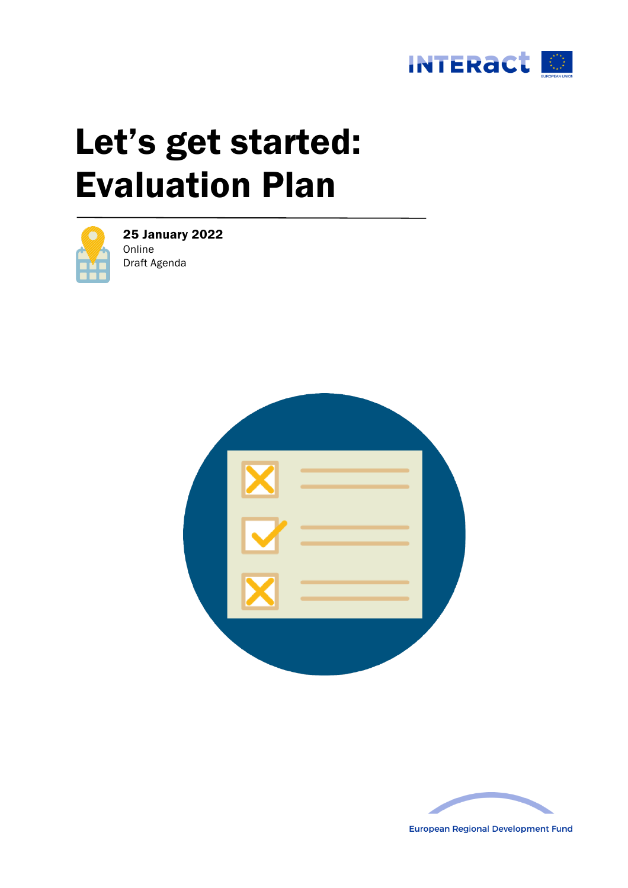# Let's get started: Evaluation Plan

**25 January 2022**

Online

Draft Agenda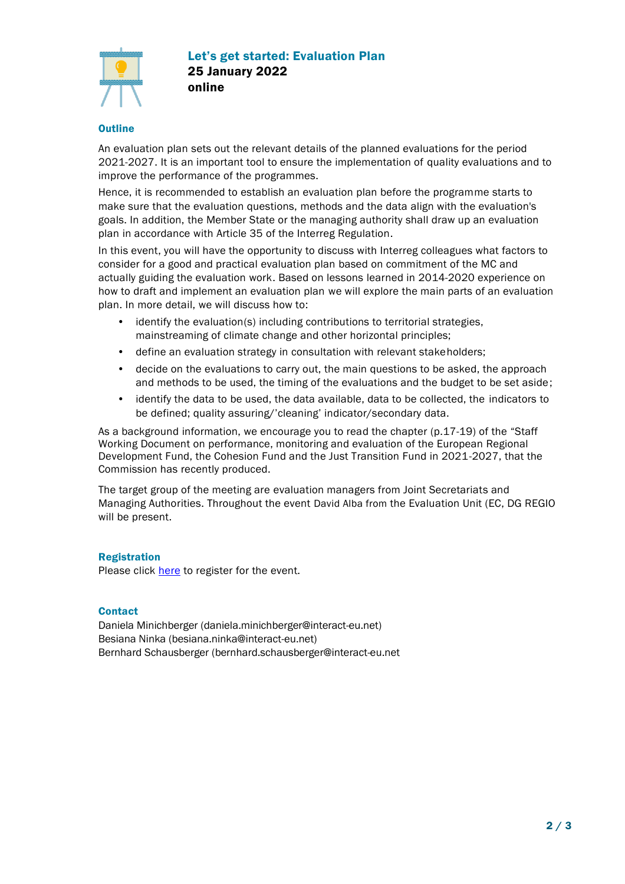# Let's get started: Evaluation Plan

**25 January 2022**

**online**

## Outline

An evaluation plan sets out the relevant details of the planned evaluations for the period 2021-2027. It is an important tool to ensure the implementation of quality evaluations and to improve the performance of the programmes.

Hence, it is recommended to establish an evaluation plan before the programme starts to make sure that the evaluation questions, methods and the data align with the evaluation's goals. In addition, the Member State or the managing authority shall draw up an evaluation plan in accordance with Article 35 of the Interreg Regulation.

In this event, you will have the opportunity to discuss with Interreg colleagues what factors to consider for a good and practical evaluation plan based on commitment of the MC and actually guiding the evaluation work. Based on lessons learned in 2014-2020 experience on how to draft and implement an evaluation plan we will explore the main parts of an evaluation plan. In more detail, we will discuss how to:

- identify the evaluation(s) including contributions to territorial strategies, mainstreaming of climate change and other horizontal principles;
- define an evaluation strategy in consultation with relevant stakeholders;
- decide on the evaluations to carry out, the main questions to be asked, the approach and methods to be used, the timing of the evaluations and the budget to be set aside;
- identify the data to be used, the data available, data to be collected, the indicators to be defined; quality assuring/'cleaning' indicator/secondary data.

As a background information, we encourage you to read the chapter (p.17-19) of the "Staff Working Document on performance, monitoring and evaluation of the European Regional Development Fund, the Cohesion Fund and the Just Transition Fund in 2021-2027, that the Commission has recently produced.

The target group of the meeting are evaluation managers from Joint Secretariats and Managing Authorities. Throughout the event David Alba from the Evaluation Unit (EC, DG REGIO will be present.

## Registration

Please click here to register for the event.

## Contact

Daniela Minichberger (daniela.minichberger@interact-eu.net)
Besiana Ninka (besiana.ninka@interact-eu.net)
Bernhard Schausberger (bernhard.schausberger@interact-eu.net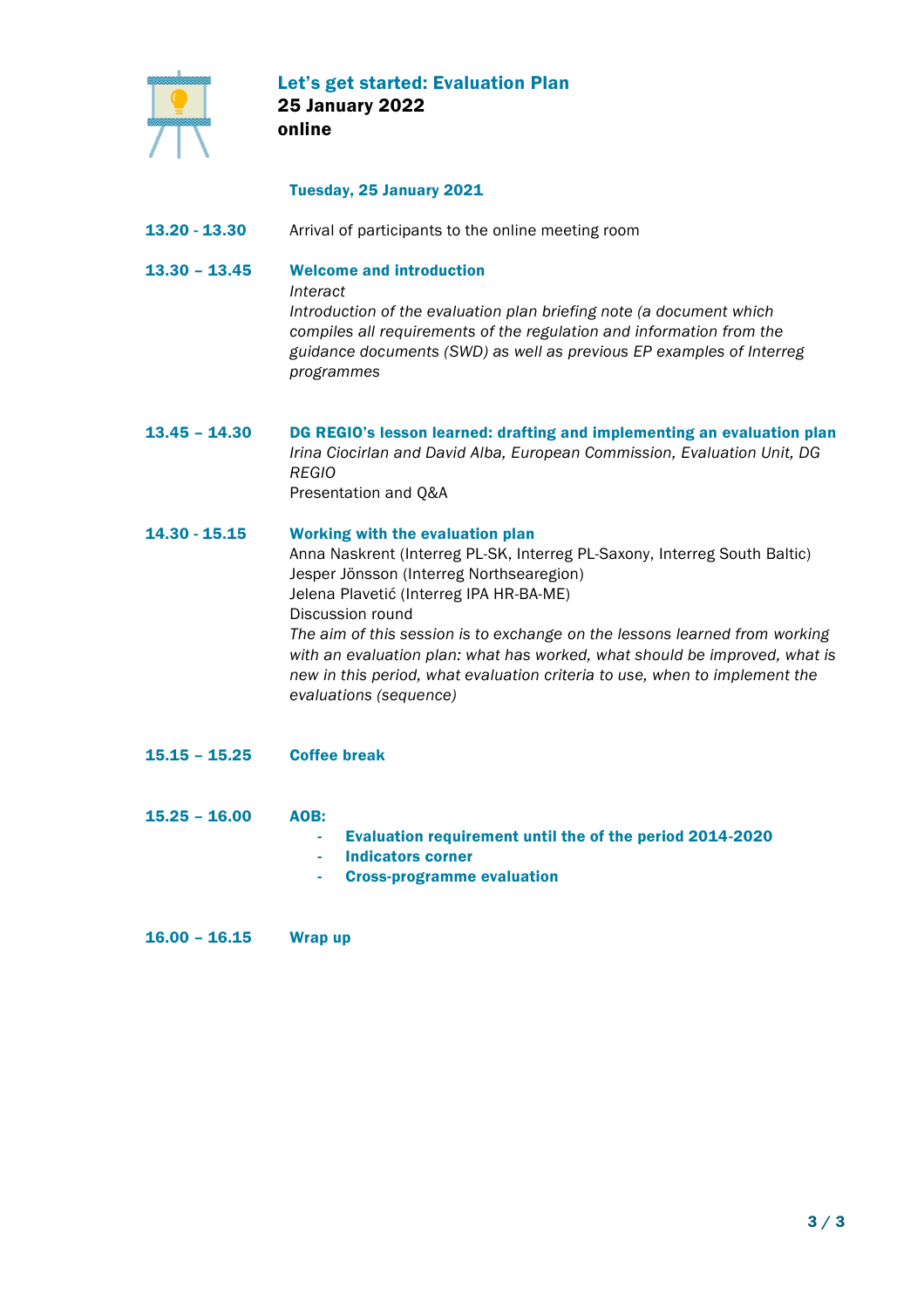# Let's get started: Evaluation Plan

**25 January 2022**

**online**

**Tuesday, 25 January 2021**

| | | |
|---|---|---|
| **13.20 - 13.30** | Arrival of participants to the online meeting room |
| **13.30 – 13.45** | **Welcome and introduction**<br>*Interact*<br>*Introduction of the evaluation plan briefing note (a document which compiles all requirements of the regulation and information from the guidance documents (SWD) as well as previous EP examples of Interreg programmes* |
| **13.45 – 14.30** | **DG REGIO's lesson learned: drafting and implementing an evaluation plan**<br>*Irina Ciocirlan and David Alba, European Commission, Evaluation Unit, DG REGIO*<br>Presentation and Q&A |
| **14.30 - 15.15** | **Working with the evaluation plan**<br>Anna Naskrent (Interreg PL-SK, Interreg PL-Saxony, Interreg South Baltic)<br>Jesper Jönsson (Interreg Northsearegion)<br>Jelena Plavetić (Interreg IPA HR-BA-ME)<br>Discussion round<br>*The aim of this session is to exchange on the lessons learned from working with an evaluation plan: what has worked, what should be improved, what is new in this period, what evaluation criteria to use, when to implement the evaluations (sequence)* |
| **15.15 – 15.25** | **Coffee break** |
| **15.25 – 16.00** | **AOB:**<br>- **Evaluation requirement until the of the period 2014-2020**<br>- **Indicators corner**<br>- **Cross-programme evaluation** |
| **16.00 – 16.15** | **Wrap up** |